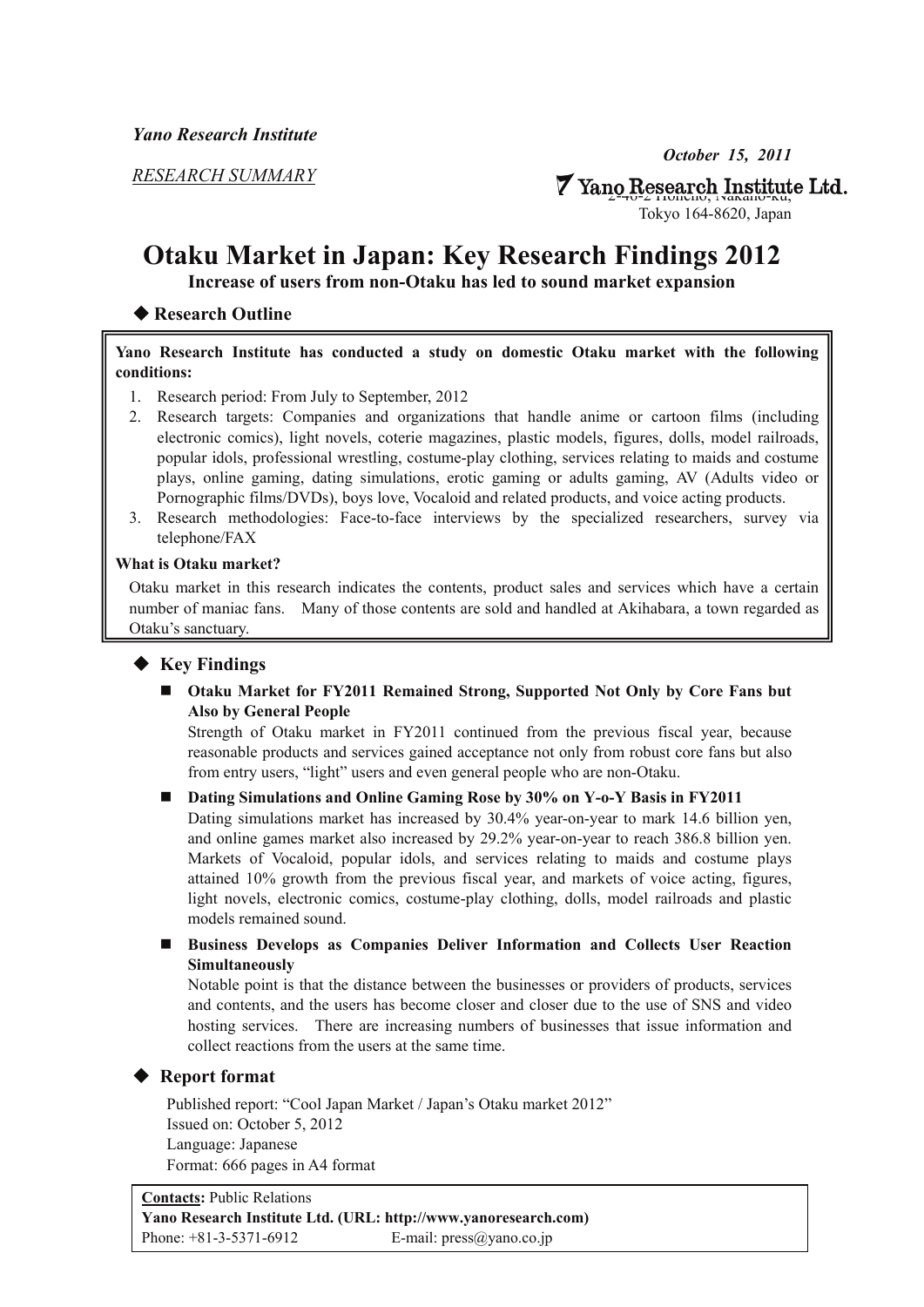*Yano Research Institute*

*RESEARCH SUMMARY*

***October 15, 2011***

**Yano Research Institute Ltd.**
2-46-2 Honcho, Nakano-ku,
Tokyo 164-8620, Japan

# Otaku Market in Japan: Key Research Findings 2012

**Increase of users from non-Otaku has led to sound market expansion**

## ◆ Research Outline

**Yano Research Institute has conducted a study on domestic Otaku market with the following conditions:**

1. Research period: From July to September, 2012
2. Research targets: Companies and organizations that handle anime or cartoon films (including electronic comics), light novels, coterie magazines, plastic models, figures, dolls, model railroads, popular idols, professional wrestling, costume-play clothing, services relating to maids and costume plays, online gaming, dating simulations, erotic gaming or adults gaming, AV (Adults video or Pornographic films/DVDs), boys love, Vocaloid and related products, and voice acting products.
3. Research methodologies: Face-to-face interviews by the specialized researchers, survey via telephone/FAX

**What is Otaku market?**

Otaku market in this research indicates the contents, product sales and services which have a certain number of maniac fans. Many of those contents are sold and handled at Akihabara, a town regarded as Otaku's sanctuary.

## ◆ Key Findings

- **Otaku Market for FY2011 Remained Strong, Supported Not Only by Core Fans but Also by General People**
  Strength of Otaku market in FY2011 continued from the previous fiscal year, because reasonable products and services gained acceptance not only from robust core fans but also from entry users, "light" users and even general people who are non-Otaku.

- **Dating Simulations and Online Gaming Rose by 30% on Y-o-Y Basis in FY2011**
  Dating simulations market has increased by 30.4% year-on-year to mark 14.6 billion yen, and online games market also increased by 29.2% year-on-year to reach 386.8 billion yen. Markets of Vocaloid, popular idols, and services relating to maids and costume plays attained 10% growth from the previous fiscal year, and markets of voice acting, figures, light novels, electronic comics, costume-play clothing, dolls, model railroads and plastic models remained sound.

- **Business Develops as Companies Deliver Information and Collects User Reaction Simultaneously**
  Notable point is that the distance between the businesses or providers of products, services and contents, and the users has become closer and closer due to the use of SNS and video hosting services. There are increasing numbers of businesses that issue information and collect reactions from the users at the same time.

## ◆ Report format

Published report: "Cool Japan Market / Japan's Otaku market 2012"
Issued on: October 5, 2012
Language: Japanese
Format: 666 pages in A4 format

**Contacts:** Public Relations
**Yano Research Institute Ltd. (URL: http://www.yanoresearch.com)**
Phone: +81-3-5371-6912 E-mail: press@yano.co.jp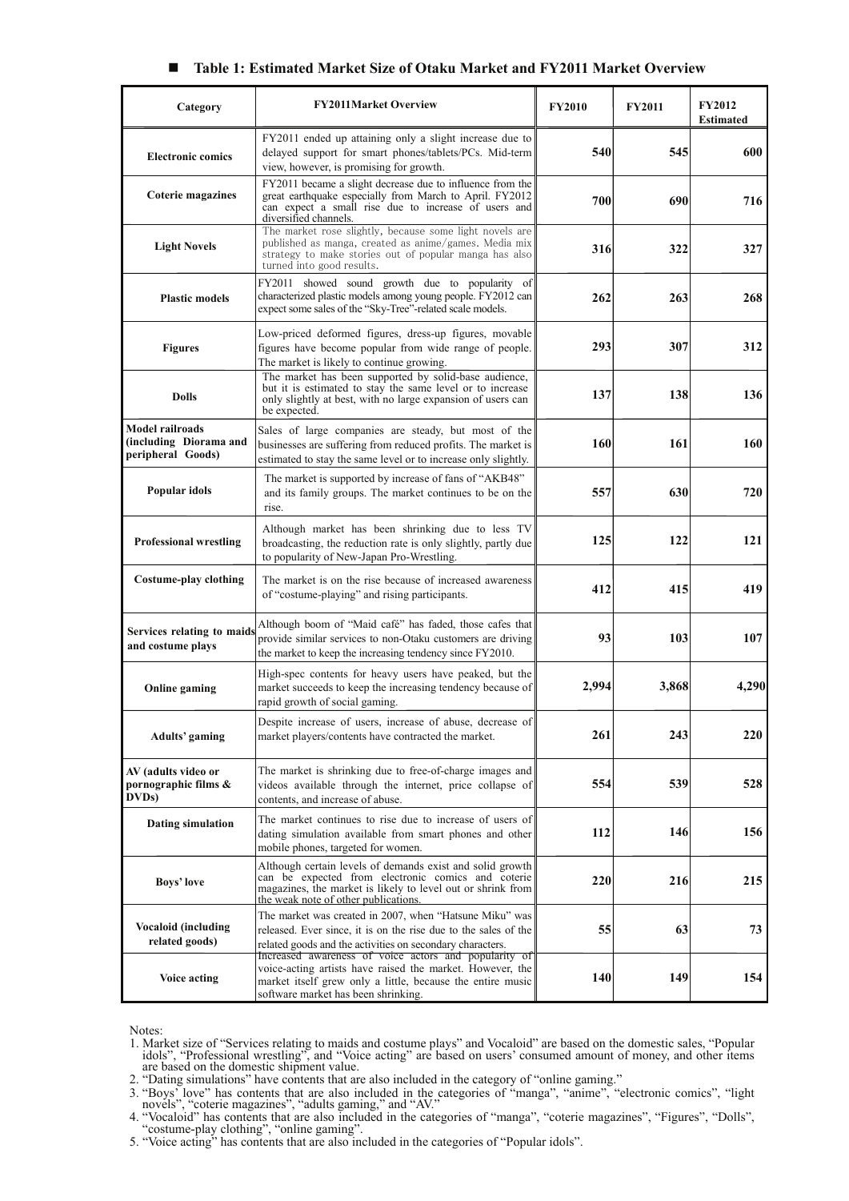## ■ Table 1: Estimated Market Size of Otaku Market and FY2011 Market Overview

| Category | FY2011Market Overview | FY2010 | FY2011 | FY2012 Estimated |
|---|---|---|---|---|
| **Electronic comics** | FY2011 ended up attaining only a slight increase due to delayed support for smart phones/tablets/PCs. Mid-term view, however, is promising for growth. | **540** | **545** | **600** |
| **Coterie magazines** | FY2011 became a slight decrease due to influence from the great earthquake especially from March to April. FY2012 can expect a small rise due to increase of users and diversified channels. | **700** | **690** | **716** |
| **Light Novels** | The market rose slightly, because some light novels are published as manga, created as anime/games. Media mix strategy to make stories out of popular manga has also turned into good results. | **316** | **322** | **327** |
| **Plastic models** | FY2011 showed sound growth due to popularity of characterized plastic models among young people. FY2012 can expect some sales of the "Sky-Tree"-related scale models. | **262** | **263** | **268** |
| **Figures** | Low-priced deformed figures, dress-up figures, movable figures have become popular from wide range of people. The market is likely to continue growing. | **293** | **307** | **312** |
| **Dolls** | The market has been supported by solid-base audience, but it is estimated to stay the same level or to increase only slightly at best, with no large expansion of users can be expected. | **137** | **138** | **136** |
| **Model railroads (including Diorama and peripheral Goods)** | Sales of large companies are steady, but most of the businesses are suffering from reduced profits. The market is estimated to stay the same level or to increase only slightly. | **160** | **161** | **160** |
| **Popular idols** | The market is supported by increase of fans of "AKB48" and its family groups. The market continues to be on the rise. | **557** | **630** | **720** |
| **Professional wrestling** | Although market has been shrinking due to less TV broadcasting, the reduction rate is only slightly, partly due to popularity of New-Japan Pro-Wrestling. | **125** | **122** | **121** |
| **Costume-play clothing** | The market is on the rise because of increased awareness of "costume-playing" and rising participants. | **412** | **415** | **419** |
| **Services relating to maids and costume plays** | Although boom of "Maid café" has faded, those cafes that provide similar services to non-Otaku customers are driving the market to keep the increasing tendency since FY2010. | **93** | **103** | **107** |
| **Online gaming** | High-spec contents for heavy users have peaked, but the market succeeds to keep the increasing tendency because of rapid growth of social gaming. | **2,994** | **3,868** | **4,290** |
| **Adults' gaming** | Despite increase of users, increase of abuse, decrease of market players/contents have contracted the market. | **261** | **243** | **220** |
| **AV (adults video or pornographic films & DVDs)** | The market is shrinking due to free-of-charge images and videos available through the internet, price collapse of contents, and increase of abuse. | **554** | **539** | **528** |
| **Dating simulation** | The market continues to rise due to increase of users of dating simulation available from smart phones and other mobile phones, targeted for women. | **112** | **146** | **156** |
| **Boys' love** | Although certain levels of demands exist and solid growth can be expected from electronic comics and coterie magazines, the market is likely to level out or shrink from the weak note of other publications. | **220** | **216** | **215** |
| **Vocaloid (including related goods)** | The market was created in 2007, when "Hatsune Miku" was released. Ever since, it is on the rise due to the sales of the related goods and the activities on secondary characters. | **55** | **63** | **73** |
| **Voice acting** | Increased awareness of voice actors and popularity of voice-acting artists have raised the market. However, the market itself grew only a little, because the entire music software market has been shrinking. | **140** | **149** | **154** |

Notes:

1. Market size of "Services relating to maids and costume plays" and Vocaloid" are based on the domestic sales, "Popular idols", "Professional wrestling", and "Voice acting" are based on users' consumed amount of money, and other items are based on the domestic shipment value.
2. "Dating simulations" have contents that are also included in the category of "online gaming."
3. "Boys' love" has contents that are also included in the categories of "manga", "anime", "electronic comics", "light novels", "coterie magazines", "adults gaming," and "AV."
4. "Vocaloid" has contents that are also included in the categories of "manga", "coterie magazines", "Figures", "Dolls", "costume-play clothing", "online gaming".
5. "Voice acting" has contents that are also included in the categories of "Popular idols".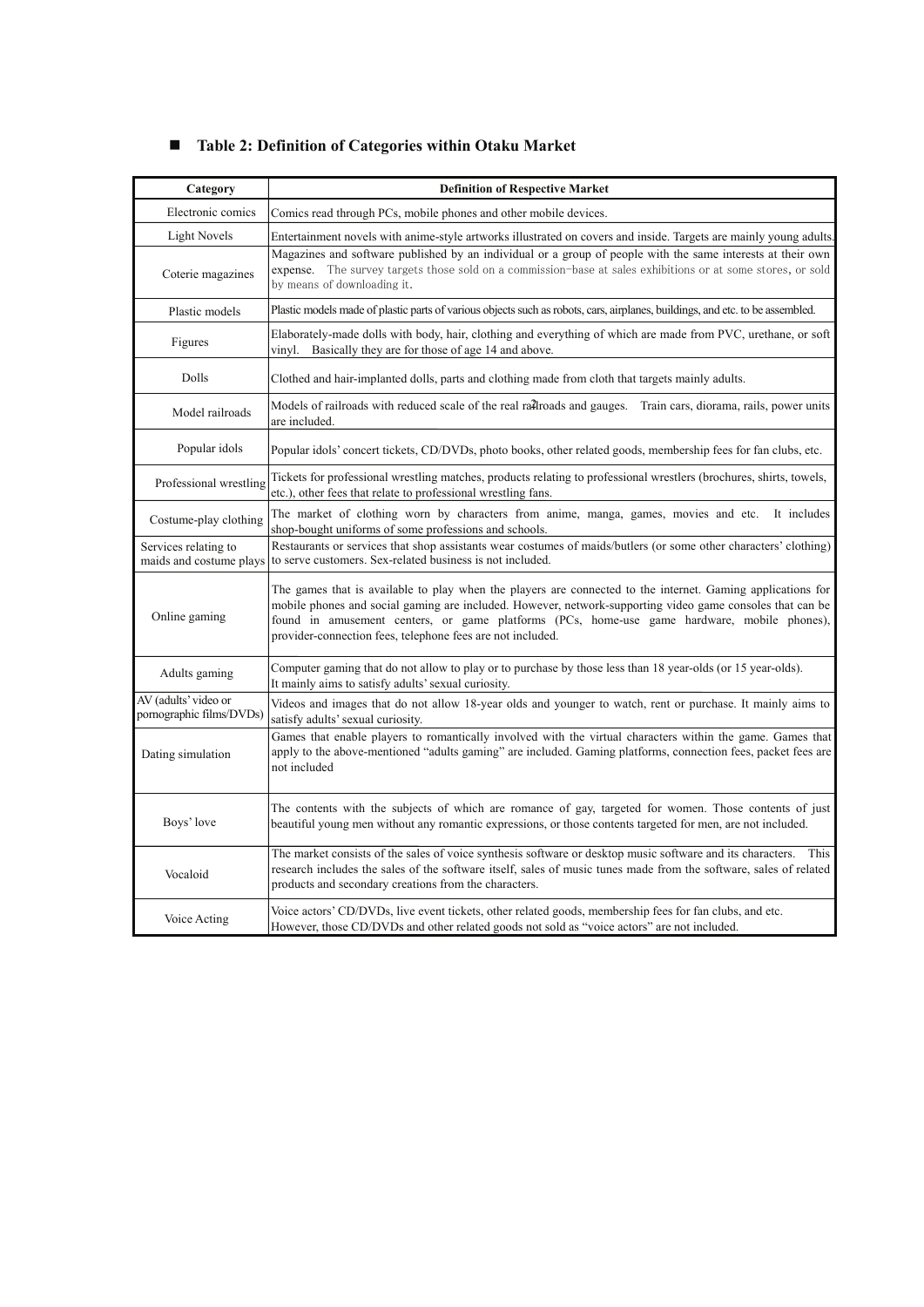## ■ Table 2: Definition of Categories within Otaku Market

| Category | Definition of Respective Market |
|---|---|
| Electronic comics | Comics read through PCs, mobile phones and other mobile devices. |
| Light Novels | Entertainment novels with anime-style artworks illustrated on covers and inside. Targets are mainly young adults. |
| Coterie magazines | Magazines and software published by an individual or a group of people with the same interests at their own expense. The survey targets those sold on a commission-base at sales exhibitions or at some stores, or sold by means of downloading it. |
| Plastic models | Plastic models made of plastic parts of various objects such as robots, cars, airplanes, buildings, and etc. to be assembled. |
| Figures | Elaborately-made dolls with body, hair, clothing and everything of which are made from PVC, urethane, or soft vinyl. Basically they are for those of age 14 and above. |
| Dolls | Clothed and hair-implanted dolls, parts and clothing made from cloth that targets mainly adults. |
| Model railroads | Models of railroads with reduced scale of the real railroads and gauges. Train cars, diorama, rails, power units are included. |
| Popular idols | Popular idols' concert tickets, CD/DVDs, photo books, other related goods, membership fees for fan clubs, etc. |
| Professional wrestling | Tickets for professional wrestling matches, products relating to professional wrestlers (brochures, shirts, towels, etc.), other fees that relate to professional wrestling fans. |
| Costume-play clothing | The market of clothing worn by characters from anime, manga, games, movies and etc. It includes shop-bought uniforms of some professions and schools. |
| Services relating to maids and costume plays | Restaurants or services that shop assistants wear costumes of maids/butlers (or some other characters' clothing) to serve customers. Sex-related business is not included. |
| Online gaming | The games that is available to play when the players are connected to the internet. Gaming applications for mobile phones and social gaming are included. However, network-supporting video game consoles that can be found in amusement centers, or game platforms (PCs, home-use game hardware, mobile phones), provider-connection fees, telephone fees are not included. |
| Adults gaming | Computer gaming that do not allow to play or to purchase by those less than 18 year-olds (or 15 year-olds). It mainly aims to satisfy adults' sexual curiosity. |
| AV (adults' video or pornographic films/DVDs) | Videos and images that do not allow 18-year olds and younger to watch, rent or purchase. It mainly aims to satisfy adults' sexual curiosity. |
| Dating simulation | Games that enable players to romantically involved with the virtual characters within the game. Games that apply to the above-mentioned "adults gaming" are included. Gaming platforms, connection fees, packet fees are not included |
| Boys' love | The contents with the subjects of which are romance of gay, targeted for women. Those contents of just beautiful young men without any romantic expressions, or those contents targeted for men, are not included. |
| Vocaloid | The market consists of the sales of voice synthesis software or desktop music software and its characters. This research includes the sales of the software itself, sales of music tunes made from the software, sales of related products and secondary creations from the characters. |
| Voice Acting | Voice actors' CD/DVDs, live event tickets, other related goods, membership fees for fan clubs, and etc. However, those CD/DVDs and other related goods not sold as "voice actors" are not included. |